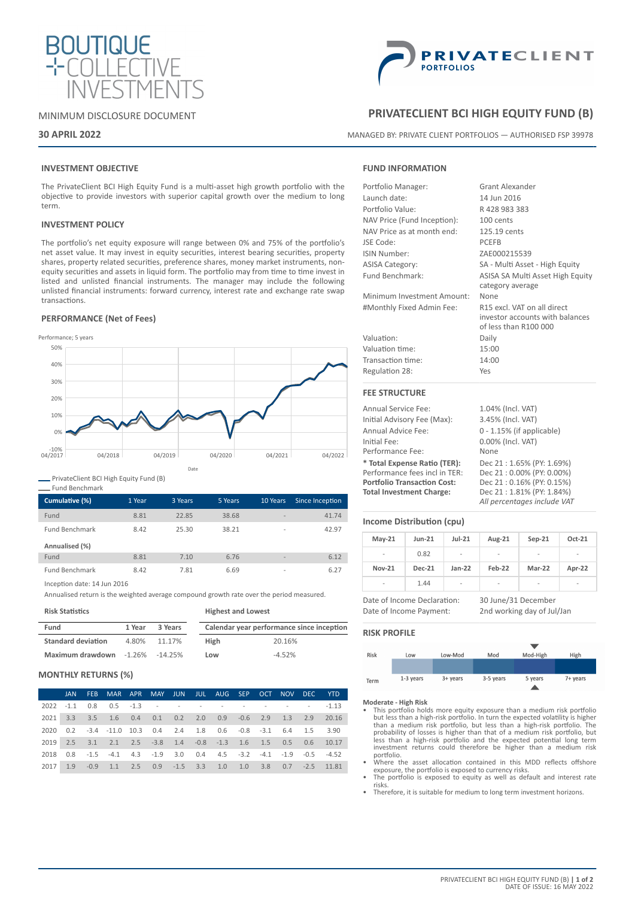# BOUTIQUE COLLECTIVE INVESTMENTS

# PRIVATECLIENT PORTFOLIOS

MINIMUM DISCLOSURE DOCUMENT

**30 APRIL 2022**

## PRIVATECLIENT BCI HIGH EQUITY FUND (B)

MANAGED BY: PRIVATE CLIENT PORTFOLIOS — AUTHORISED FSP 39978

### INVESTMENT OBJECTIVE

The PrivateClient BCI High Equity Fund is a multi-asset high growth portfolio with the objective to provide investors with superior capital growth over the medium to long term.

### INVESTMENT POLICY

The portfolio's net equity exposure will range between 0% and 75% of the portfolio's net asset value. It may invest in equity securities, interest bearing securities, property shares, property related securities, preference shares, money market instruments, non-equity securities and assets in liquid form. The portfolio may from time to time invest in listed and unlisted financial instruments. The manager may include the following unlisted financial instruments: forward currency, interest rate and exchange rate swap transactions.

### PERFORMANCE (Net of Fees)

Performance; 5 years

Legend: PrivateClient BCI High Equity Fund (B); Fund Benchmark

| Cumulative (%) | 1 Year | 3 Years | 5 Years | 10 Years | Since Inception |
|---|---|---|---|---|---|
| Fund | 8.81 | 22.85 | 38.68 | - | 41.74 |
| Fund Benchmark | 8.42 | 25.30 | 38.21 | - | 42.97 |
| **Annualised (%)** | | | | | |
| Fund | 8.81 | 7.10 | 6.76 | - | 6.12 |
| Fund Benchmark | 8.42 | 7.81 | 6.69 | - | 6.27 |

Inception date: 14 Jun 2016

Annualised return is the weighted average compound growth rate over the period measured.

**Risk Statistics**

| Fund | 1 Year | 3 Years |
|---|---|---|
| **Standard deviation** | 4.80% | 11.17% |
| **Maximum drawdown** | -1.26% | -14.25% |

**Highest and Lowest**

| Calendar year performance since inception | |
|---|---|
| High | 20.16% |
| Low | -4.52% |

### MONTHLY RETURNS (%)

| | JAN | FEB | MAR | APR | MAY | JUN | JUL | AUG | SEP | OCT | NOV | DEC | YTD |
|---|---|---|---|---|---|---|---|---|---|---|---|---|---|
| 2022 | -1.1 | 0.8 | 0.5 | -1.3 | - | - | - | - | - | - | - | - | -1.13 |
| 2021 | 3.3 | 3.5 | 1.6 | 0.4 | 0.1 | 0.2 | 2.0 | 0.9 | -0.6 | 2.9 | 1.3 | 2.9 | 20.16 |
| 2020 | 0.2 | -3.4 | -11.0 | 10.3 | 0.4 | 2.4 | 1.8 | 0.6 | -0.8 | -3.1 | 6.4 | 1.5 | 3.90 |
| 2019 | 2.5 | 3.1 | 2.1 | 2.5 | -3.8 | 1.4 | -0.8 | -1.3 | 1.6 | 1.5 | 0.5 | 0.6 | 10.17 |
| 2018 | 0.8 | -1.5 | -4.1 | 4.3 | -1.9 | 3.0 | 0.4 | 4.5 | -3.2 | -4.1 | -1.9 | -0.5 | -4.52 |
| 2017 | 1.9 | -0.9 | 1.1 | 2.5 | 0.9 | -1.5 | 3.3 | 1.0 | 1.0 | 3.8 | 0.7 | -2.5 | 11.81 |

### FUND INFORMATION

| | |
|---|---|
| Portfolio Manager: | Grant Alexander |
| Launch date: | 14 Jun 2016 |
| Portfolio Value: | R 428 983 383 |
| NAV Price (Fund Inception): | 100 cents |
| NAV Price as at month end: | 125.19 cents |
| JSE Code: | PCEFB |
| ISIN Number: | ZAE000215539 |
| ASISA Category: | SA - Multi Asset - High Equity |
| Fund Benchmark: | ASISA SA Multi Asset High Equity category average |
| Minimum Investment Amount: | None |
| #Monthly Fixed Admin Fee: | R15 excl. VAT on all direct investor accounts with balances of less than R100 000 |
| Valuation: | Daily |
| Valuation time: | 15:00 |
| Transaction time: | 14:00 |
| Regulation 28: | Yes |

### FEE STRUCTURE

| | |
|---|---|
| Annual Service Fee: | 1.04% (Incl. VAT) |
| Initial Advisory Fee (Max): | 3.45% (Incl. VAT) |
| Annual Advice Fee: | 0 - 1.15% (if applicable) |
| Initial Fee: | 0.00% (Incl. VAT) |
| Performance Fee: | None |
| **\* Total Expense Ratio (TER):** | Dec 21 : 1.65% (PY: 1.69%) |
| Performance fees incl in TER: | Dec 21 : 0.00% (PY: 0.00%) |
| **Portfolio Transaction Cost:** | Dec 21 : 0.16% (PY: 0.15%) |
| **Total Investment Charge:** | Dec 21 : 1.81% (PY: 1.84%) |
| | *All percentages include VAT* |

### Income Distribution (cpu)

| May-21 | Jun-21 | Jul-21 | Aug-21 | Sep-21 | Oct-21 |
|---|---|---|---|---|---|
| - | 0.82 | - | - | - | - |
| **Nov-21** | **Dec-21** | **Jan-22** | **Feb-22** | **Mar-22** | **Apr-22** |
| - | 1.44 | - | - | - | - |

| | |
|---|---|
| Date of Income Declaration: | 30 June/31 December |
| Date of Income Payment: | 2nd working day of Jul/Jan |

### RISK PROFILE

| Risk | Low | Low-Mod | Mod | Mod-High | High |
|---|---|---|---|---|---|
| Term | 1-3 years | 3+ years | 3-5 years | 5 years | 7+ years |

**Moderate - High Risk**

- This portfolio holds more equity exposure than a medium risk portfolio but less than a high-risk portfolio. In turn the expected volatility is higher than a medium risk portfolio, but less than a high-risk portfolio. The probability of losses is higher than that of a medium risk portfolio, but less than a high-risk portfolio and the expected potential long term investment returns could therefore be higher than a medium risk portfolio.
- Where the asset allocation contained in this MDD reflects offshore exposure, the portfolio is exposed to currency risks.
- The portfolio is exposed to equity as well as default and interest rate risks.
- Therefore, it is suitable for medium to long term investment horizons.

DATE OF ISSUE: 16 MAY 2022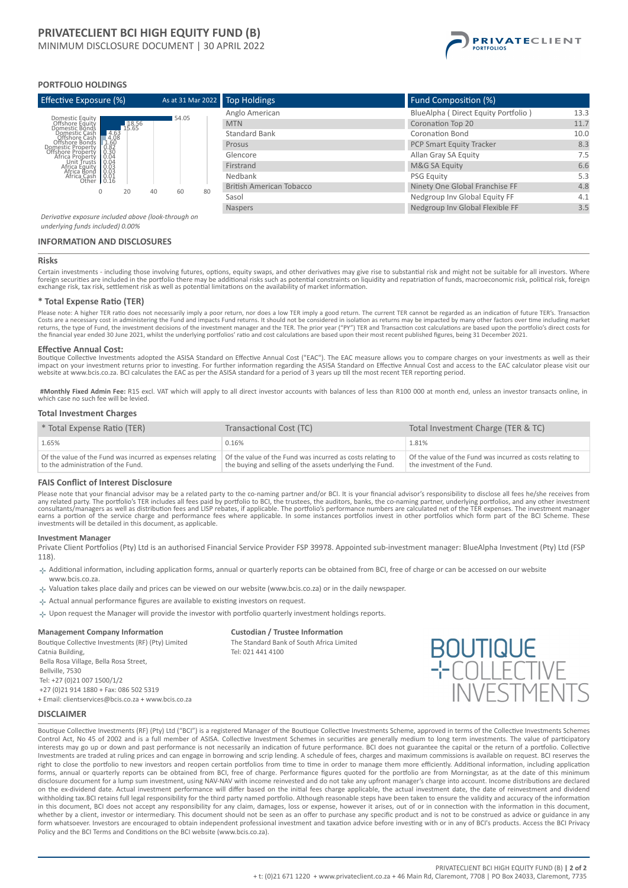# PRIVATECLIENT BCI HIGH EQUITY FUND (B)

MINIMUM DISCLOSURE DOCUMENT | 30 APRIL 2022

## PORTFOLIO HOLDINGS

**Effective Exposure (%)** As at 31 Mar 2022

Domestic Equity 54.05
Offshore Equity 18.56
Domestic Bonds 15.65
Domestic Cash 4.63
Offshore Cash 4.08
Offshore Bonds 1.60
Domestic Property 0.82
Offshore Property 0.30
Africa Property 0.04
Unit Trusts 0.04
Africa Equity 0.03
Africa Bond 0.03
Africa Cash 0.01
Other 0.16

0 20 40 60 80

*Derivative exposure included above (look-through on underlying funds included) 0.00%*

| Top Holdings |
| --- |
| Anglo American |
| MTN |
| Standard Bank |
| Prosus |
| Glencore |
| Firstrand |
| Nedbank |
| British American Tobacco |
| Sasol |
| Naspers |

| Fund Composition (%) | |
| --- | --- |
| BlueAlpha ( Direct Equity Portfolio ) | 13.3 |
| Coronation Top 20 | 11.7 |
| Coronation Bond | 10.0 |
| PCP Smart Equity Tracker | 8.3 |
| Allan Gray SA Equity | 7.5 |
| M&G SA Equity | 6.6 |
| PSG Equity | 5.3 |
| Ninety One Global Franchise FF | 4.8 |
| Nedgroup Inv Global Equity FF | 4.1 |
| Nedgroup Inv Global Flexible FF | 3.5 |

## INFORMATION AND DISCLOSURES

### Risks

Certain investments - including those involving futures, options, equity swaps, and other derivatives may give rise to substantial risk and might not be suitable for all investors. Where foreign securities are included in the portfolio there may be additional risks such as potential constraints on liquidity and repatriation of funds, macroeconomic risk, political risk, foreign exchange risk, tax risk, settlement risk as well as potential limitations on the availability of market information.

### * Total Expense Ratio (TER)

Please note: A higher TER ratio does not necessarily imply a poor return, nor does a low TER imply a good return. The current TER cannot be regarded as an indication of future TER's. Transaction Costs are a necessary cost in administering the Fund and impacts Fund returns. It should not be considered in isolation as returns may be impacted by many other factors over time including market returns, the type of Fund, the investment decisions of the investment manager and the TER. The prior year ("PY") TER and Transaction cost calculations are based upon the portfolio's direct costs for the financial year ended 30 June 2021, whilst the underlying portfolios' ratio and cost calculations are based upon their most recent published figures, being 31 December 2021.

### Effective Annual Cost:

Boutique Collective Investments adopted the ASISA Standard on Effective Annual Cost ("EAC"). The EAC measure allows you to compare charges on your investments as well as their impact on your investment returns prior to investing. For further information regarding the ASISA Standard on Effective Annual Cost and access to the EAC calculator please visit our website at www.bcis.co.za. BCI calculates the EAC as per the ASISA standard for a period of 3 years up till the most recent TER reporting period.

**#Monthly Fixed Admin Fee:** R15 excl. VAT which will apply to all direct investor accounts with balances of less than R100 000 at month end, unless an investor transacts online, in which case no such fee will be levied.

### Total Investment Charges

| * Total Expense Ratio (TER) | Transactional Cost (TC) | Total Investment Charge (TER & TC) |
| --- | --- | --- |
| 1.65% | 0.16% | 1.81% |
| Of the value of the Fund was incurred as expenses relating to the administration of the Fund. | Of the value of the Fund was incurred as costs relating to the buying and selling of the assets underlying the Fund. | Of the value of the Fund was incurred as costs relating to the investment of the Fund. |

### FAIS Conflict of Interest Disclosure

Please note that your financial advisor may be a related party to the co-naming partner and/or BCI. It is your financial advisor's responsibility to disclose all fees he/she receives from any related party. The portfolio's TER includes all fees paid by portfolio to BCI, the trustees, the auditors, banks, the co-naming partner, underlying portfolios, and any other investment consultants/managers as well as distribution fees and LISP rebates, if applicable. The portfolio's performance numbers are calculated net of the TER expenses. The investment manager earns a portion of the service charge and performance fees where applicable. In some instances portfolios invest in other portfolios which form part of the BCI Scheme. These investments will be detailed in this document, as applicable.

#### Investment Manager

Private Client Portfolios (Pty) Ltd is an authorised Financial Service Provider FSP 39978. Appointed sub-investment manager: BlueAlpha Investment (Pty) Ltd (FSP 118).

- Additional information, including application forms, annual or quarterly reports can be obtained from BCI, free of charge or can be accessed on our website www.bcis.co.za.
- Valuation takes place daily and prices can be viewed on our website (www.bcis.co.za) or in the daily newspaper.
- Actual annual performance figures are available to existing investors on request.
- Upon request the Manager will provide the investor with portfolio quarterly investment holdings reports.

#### Management Company Information

Boutique Collective Investments (RF) (Pty) Limited
Catnia Building,
Bella Rosa Village, Bella Rosa Street,
Bellville, 7530
Tel: +27 (0)21 007 1500/1/2
+27 (0)21 914 1880 + Fax: 086 502 5319
+ Email: clientservices@bcis.co.za + www.bcis.co.za

#### Custodian / Trustee Information

The Standard Bank of South Africa Limited
Tel: 021 441 4100

BOUTIQUE COLLECTIVE INVESTMENTS

### DISCLAIMER

Boutique Collective Investments (RF) (Pty) Ltd ("BCI") is a registered Manager of the Boutique Collective Investments Scheme, approved in terms of the Collective Investments Schemes Control Act, No 45 of 2002 and is a full member of ASISA. Collective Investment Schemes in securities are generally medium to long term investments. The value of participatory interests may go up or down and past performance is not necessarily an indication of future performance. BCI does not guarantee the capital or the return of a portfolio. Collective Investments are traded at ruling prices and can engage in borrowing and scrip lending. A schedule of fees, charges and maximum commissions is available on request. BCI reserves the right to close the portfolio to new investors and reopen certain portfolios from time to time in order to manage them more efficiently. Additional information, including application forms, annual or quarterly reports can be obtained from BCI, free of charge. Performance figures quoted for the portfolio are from Morningstar, as at the date of this minimum disclosure document for a lump sum investment, using NAV-NAV with income reinvested and do not take any upfront manager's charge into account. Income distributions are declared on the ex-dividend date. Actual investment performance will differ based on the initial fees charge applicable, the actual investment date, the date of reinvestment and dividend withholding tax.BCI retains full legal responsibility for the third party named portfolio. Although reasonable steps have been taken to ensure the validity and accuracy of the information in this document, BCI does not accept any responsibility for any claim, damages, loss or expense, however it arises, out of or in connection with the information in this document, whether by a client, investor or intermediary. This document should not be seen as an offer to purchase any specific product and is not to be construed as advice or guidance in any form whatsoever. Investors are encouraged to obtain independent professional investment and taxation advice before investing with or in any of BCI's products. Access the BCI Privacy Policy and the BCI Terms and Conditions on the BCI website (www.bcis.co.za).

+ t: (0)21 671 1220 + www.privateclient.co.za + 46 Main Rd, Claremont, 7708 | PO Box 24033, Claremont, 7735